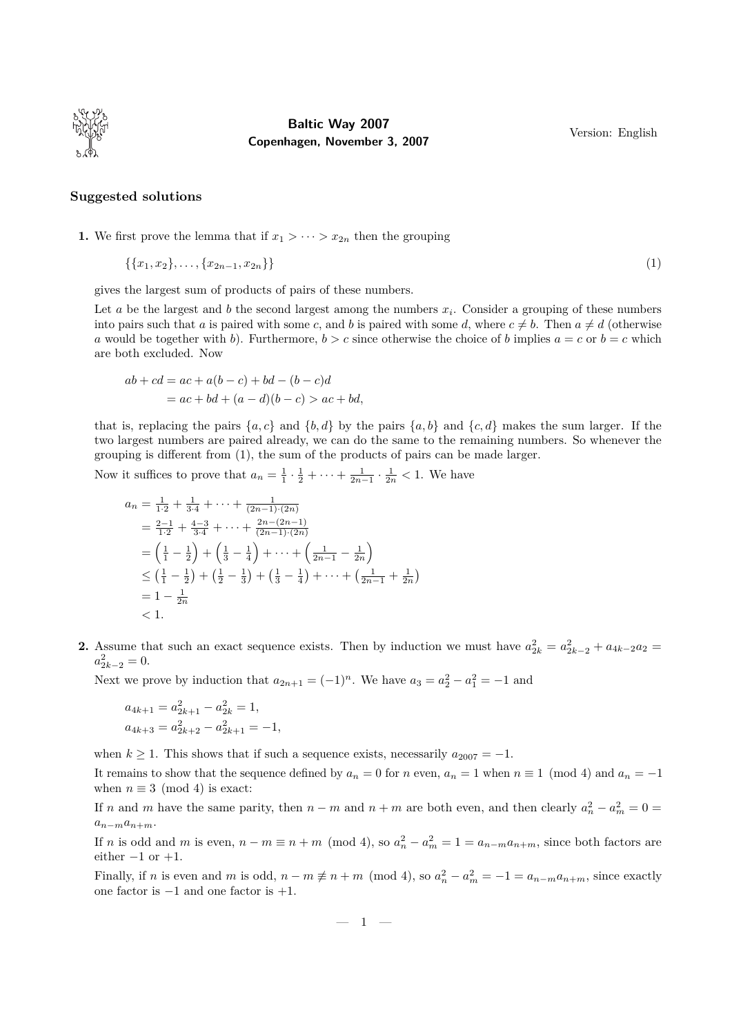Baltic Way 2007

Copenhagen, November 3, 2007

Version: English

## Suggested solutions

**1.** We first prove the lemma that if $x_1 > \cdots > x_{2n}$ then the grouping

$$\{\{x_1, x_2\}, \ldots, \{x_{2n-1}, x_{2n}\}\} \tag{1}$$

gives the largest sum of products of pairs of these numbers.

Let $a$ be the largest and $b$ the second largest among the numbers $x_i$. Consider a grouping of these numbers into pairs such that $a$ is paired with some $c$, and $b$ is paired with some $d$, where $c \neq b$. Then $a \neq d$ (otherwise $a$ would be together with $b$). Furthermore, $b > c$ since otherwise the choice of $b$ implies $a = c$ or $b = c$ which are both excluded. Now

$$\begin{aligned} ab + cd &= ac + a(b-c) + bd - (b-c)d \\ &= ac + bd + (a-d)(b-c) > ac + bd, \end{aligned}$$

that is, replacing the pairs $\{a, c\}$ and $\{b, d\}$ by the pairs $\{a, b\}$ and $\{c, d\}$ makes the sum larger. If the two largest numbers are paired already, we can do the same to the remaining numbers. So whenever the grouping is different from (1), the sum of the products of pairs can be made larger.

Now it suffices to prove that $a_n = \frac{1}{1} \cdot \frac{1}{2} + \cdots + \frac{1}{2n-1} \cdot \frac{1}{2n} < 1$. We have

$$\begin{aligned} a_n &= \tfrac{1}{1 \cdot 2} + \tfrac{1}{3 \cdot 4} + \cdots + \tfrac{1}{(2n-1)\cdot(2n)} \\ &= \tfrac{2-1}{1 \cdot 2} + \tfrac{4-3}{3 \cdot 4} + \cdots + \tfrac{2n-(2n-1)}{(2n-1)\cdot(2n)} \\ &= \left(\tfrac{1}{1} - \tfrac{1}{2}\right) + \left(\tfrac{1}{3} - \tfrac{1}{4}\right) + \cdots + \left(\tfrac{1}{2n-1} - \tfrac{1}{2n}\right) \\ &\leq \left(\tfrac{1}{1} - \tfrac{1}{2}\right) + \left(\tfrac{1}{2} - \tfrac{1}{3}\right) + \left(\tfrac{1}{3} - \tfrac{1}{4}\right) + \cdots + \left(\tfrac{1}{2n-1} + \tfrac{1}{2n}\right) \\ &= 1 - \tfrac{1}{2n} \\ &< 1. \end{aligned}$$

**2.** Assume that such an exact sequence exists. Then by induction we must have $a_{2k}^2 = a_{2k-2}^2 + a_{4k-2}a_2 = a_{2k-2}^2 = 0$.

Next we prove by induction that $a_{2n+1} = (-1)^n$. We have $a_3 = a_2^2 - a_1^2 = -1$ and

$$\begin{aligned} a_{4k+1} &= a_{2k+1}^2 - a_{2k}^2 = 1, \\ a_{4k+3} &= a_{2k+2}^2 - a_{2k+1}^2 = -1, \end{aligned}$$

when $k \geq 1$. This shows that if such a sequence exists, necessarily $a_{2007} = -1$.

It remains to show that the sequence defined by $a_n = 0$ for $n$ even, $a_n = 1$ when $n \equiv 1 \pmod 4$ and $a_n = -1$ when $n \equiv 3 \pmod 4$ is exact:

If $n$ and $m$ have the same parity, then $n - m$ and $n + m$ are both even, and then clearly $a_n^2 - a_m^2 = 0 = a_{n-m}a_{n+m}$.

If $n$ is odd and $m$ is even, $n - m \equiv n + m \pmod 4$, so $a_n^2 - a_m^2 = 1 = a_{n-m}a_{n+m}$, since both factors are either $-1$ or $+1$.

Finally, if $n$ is even and $m$ is odd, $n - m \not\equiv n + m \pmod 4$, so $a_n^2 - a_m^2 = -1 = a_{n-m}a_{n+m}$, since exactly one factor is $-1$ and one factor is $+1$.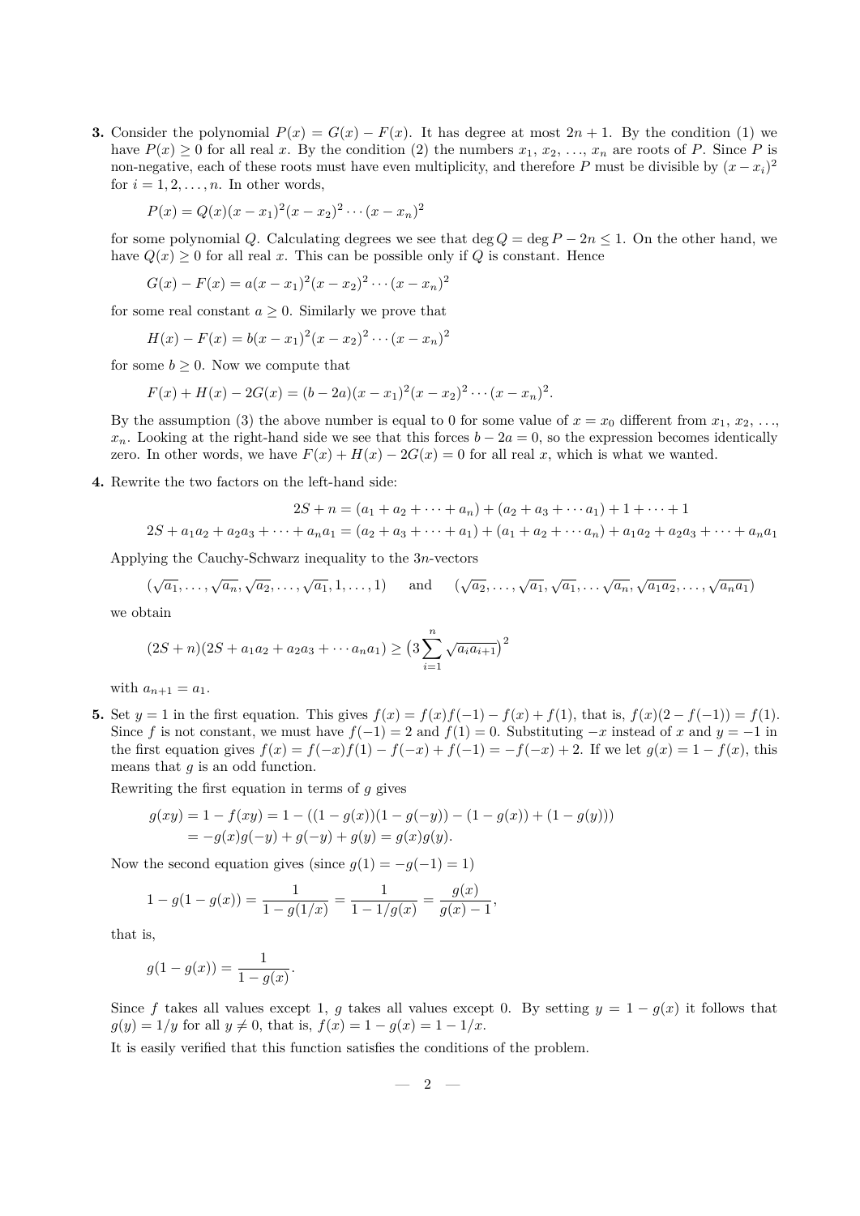**3.** Consider the polynomial $P(x) = G(x) - F(x)$. It has degree at most $2n+1$. By the condition (1) we have $P(x) \geq 0$ for all real $x$. By the condition (2) the numbers $x_1, x_2, \ldots, x_n$ are roots of $P$. Since $P$ is non-negative, each of these roots must have even multiplicity, and therefore $P$ must be divisible by $(x - x_i)^2$ for $i = 1, 2, \ldots, n$. In other words,

$$P(x) = Q(x)(x - x_1)^2(x - x_2)^2 \cdots (x - x_n)^2$$

for some polynomial $Q$. Calculating degrees we see that $\deg Q = \deg P - 2n \leq 1$. On the other hand, we have $Q(x) \geq 0$ for all real $x$. This can be possible only if $Q$ is constant. Hence

$$G(x) - F(x) = a(x - x_1)^2(x - x_2)^2 \cdots (x - x_n)^2$$

for some real constant $a \geq 0$. Similarly we prove that

$$H(x) - F(x) = b(x - x_1)^2(x - x_2)^2 \cdots (x - x_n)^2$$

for some $b \geq 0$. Now we compute that

$$F(x) + H(x) - 2G(x) = (b - 2a)(x - x_1)^2(x - x_2)^2 \cdots (x - x_n)^2.$$

By the assumption (3) the above number is equal to 0 for some value of $x = x_0$ different from $x_1, x_2, \ldots, x_n$. Looking at the right-hand side we see that this forces $b - 2a = 0$, so the expression becomes identically zero. In other words, we have $F(x) + H(x) - 2G(x) = 0$ for all real $x$, which is what we wanted.

**4.** Rewrite the two factors on the left-hand side:

$$2S + n = (a_1 + a_2 + \cdots + a_n) + (a_2 + a_3 + \cdots a_1) + 1 + \cdots + 1$$

$$2S + a_1a_2 + a_2a_3 + \cdots + a_na_1 = (a_2 + a_3 + \cdots + a_1) + (a_1 + a_2 + \cdots a_n) + a_1a_2 + a_2a_3 + \cdots + a_na_1$$

Applying the Cauchy-Schwarz inequality to the $3n$-vectors

$$(\sqrt{a_1}, \ldots, \sqrt{a_n}, \sqrt{a_2}, \ldots, \sqrt{a_1}, 1, \ldots, 1) \quad \text{and} \quad (\sqrt{a_2}, \ldots, \sqrt{a_1}, \sqrt{a_1}, \ldots \sqrt{a_n}, \sqrt{a_1a_2}, \ldots, \sqrt{a_na_1})$$

we obtain

$$(2S + n)(2S + a_1a_2 + a_2a_3 + \cdots a_na_1) \geq \big(3\sum_{i=1}^{n} \sqrt{a_ia_{i+1}}\big)^2$$

with $a_{n+1} = a_1$.

**5.** Set $y = 1$ in the first equation. This gives $f(x) = f(x)f(-1) - f(x) + f(1)$, that is, $f(x)(2 - f(-1)) = f(1)$. Since $f$ is not constant, we must have $f(-1) = 2$ and $f(1) = 0$. Substituting $-x$ instead of $x$ and $y = -1$ in the first equation gives $f(x) = f(-x)f(1) - f(-x) + f(-1) = -f(-x) + 2$. If we let $g(x) = 1 - f(x)$, this means that $g$ is an odd function.

Rewriting the first equation in terms of $g$ gives

$$\begin{aligned} g(xy) &= 1 - f(xy) = 1 - ((1 - g(x))(1 - g(-y)) - (1 - g(x)) + (1 - g(y))) \\ &= -g(x)g(-y) + g(-y) + g(y) = g(x)g(y). \end{aligned}$$

Now the second equation gives (since $g(1) = -g(-1) = 1$)

$$1 - g(1 - g(x)) = \frac{1}{1 - g(1/x)} = \frac{1}{1 - 1/g(x)} = \frac{g(x)}{g(x) - 1},$$

that is,

$$g(1 - g(x)) = \frac{1}{1 - g(x)}.$$

Since $f$ takes all values except 1, $g$ takes all values except 0. By setting $y = 1 - g(x)$ it follows that $g(y) = 1/y$ for all $y \neq 0$, that is, $f(x) = 1 - g(x) = 1 - 1/x$.

It is easily verified that this function satisfies the conditions of the problem.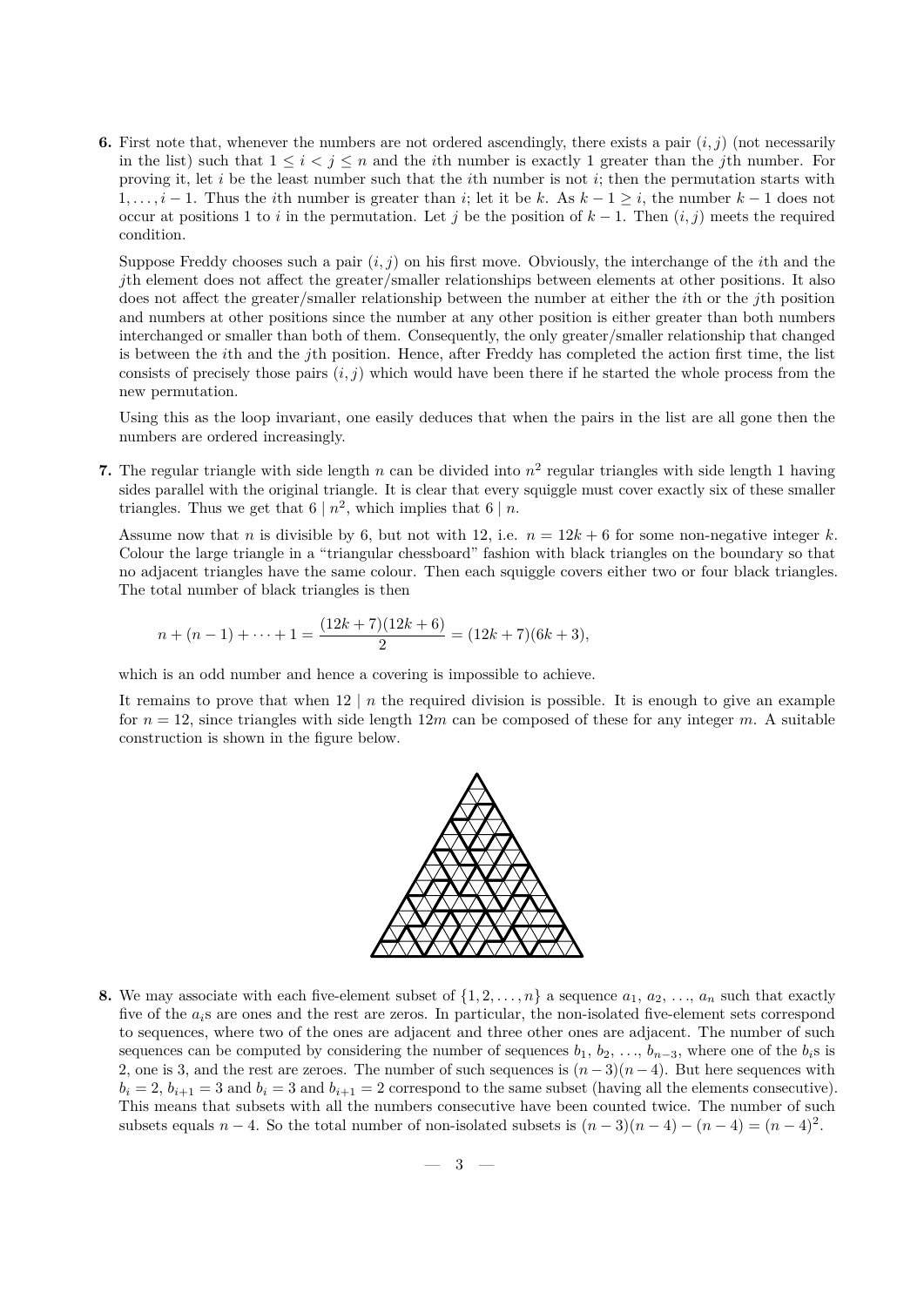**6.** First note that, whenever the numbers are not ordered ascendingly, there exists a pair $(i, j)$ (not necessarily in the list) such that $1 \le i < j \le n$ and the $i$th number is exactly 1 greater than the $j$th number. For proving it, let $i$ be the least number such that the $i$th number is not $i$; then the permutation starts with $1, \ldots, i-1$. Thus the $i$th number is greater than $i$; let it be $k$. As $k - 1 \ge i$, the number $k - 1$ does not occur at positions 1 to $i$ in the permutation. Let $j$ be the position of $k - 1$. Then $(i, j)$ meets the required condition.

Suppose Freddy chooses such a pair $(i, j)$ on his first move. Obviously, the interchange of the $i$th and the $j$th element does not affect the greater/smaller relationships between elements at other positions. It also does not affect the greater/smaller relationship between the number at either the $i$th or the $j$th position and numbers at other positions since the number at any other position is either greater than both numbers interchanged or smaller than both of them. Consequently, the only greater/smaller relationship that changed is between the $i$th and the $j$th position. Hence, after Freddy has completed the action first time, the list consists of precisely those pairs $(i, j)$ which would have been there if he started the whole process from the new permutation.

Using this as the loop invariant, one easily deduces that when the pairs in the list are all gone then the numbers are ordered increasingly.

**7.** The regular triangle with side length $n$ can be divided into $n^2$ regular triangles with side length 1 having sides parallel with the original triangle. It is clear that every squiggle must cover exactly six of these smaller triangles. Thus we get that $6 \mid n^2$, which implies that $6 \mid n$.

Assume now that $n$ is divisible by 6, but not with 12, i.e. $n = 12k + 6$ for some non-negative integer $k$. Colour the large triangle in a "triangular chessboard" fashion with black triangles on the boundary so that no adjacent triangles have the same colour. Then each squiggle covers either two or four black triangles. The total number of black triangles is then

$$n + (n-1) + \cdots + 1 = \frac{(12k+7)(12k+6)}{2} = (12k+7)(6k+3),$$

which is an odd number and hence a covering is impossible to achieve.

It remains to prove that when $12 \mid n$ the required division is possible. It is enough to give an example for $n = 12$, since triangles with side length $12m$ can be composed of these for any integer $m$. A suitable construction is shown in the figure below.

**8.** We may associate with each five-element subset of $\{1, 2, \ldots, n\}$ a sequence $a_1, a_2, \ldots, a_n$ such that exactly five of the $a_i$s are ones and the rest are zeros. In particular, the non-isolated five-element sets correspond to sequences, where two of the ones are adjacent and three other ones are adjacent. The number of such sequences can be computed by considering the number of sequences $b_1, b_2, \ldots, b_{n-3}$, where one of the $b_i$s is 2, one is 3, and the rest are zeroes. The number of such sequences is $(n-3)(n-4)$. But here sequences with $b_i = 2$, $b_{i+1} = 3$ and $b_i = 3$ and $b_{i+1} = 2$ correspond to the same subset (having all the elements consecutive). This means that subsets with all the numbers consecutive have been counted twice. The number of such subsets equals $n - 4$. So the total number of non-isolated subsets is $(n-3)(n-4) - (n-4) = (n-4)^2$.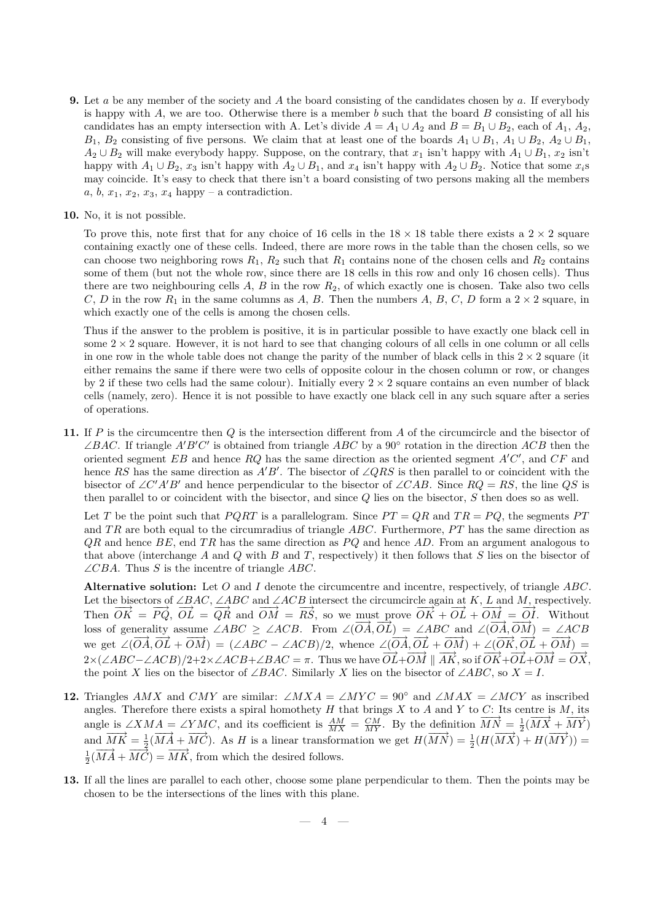**9.** Let $a$ be any member of the society and $A$ the board consisting of the candidates chosen by $a$. If everybody is happy with $A$, we are too. Otherwise there is a member $b$ such that the board $B$ consisting of all his candidates has an empty intersection with A. Let's divide $A = A_1 \cup A_2$ and $B = B_1 \cup B_2$, each of $A_1$, $A_2$, $B_1$, $B_2$ consisting of five persons. We claim that at least one of the boards $A_1 \cup B_1$, $A_1 \cup B_2$, $A_2 \cup B_1$, $A_2 \cup B_2$ will make everybody happy. Suppose, on the contrary, that $x_1$ isn't happy with $A_1 \cup B_1$, $x_2$ isn't happy with $A_1 \cup B_2$, $x_3$ isn't happy with $A_2 \cup B_1$, and $x_4$ isn't happy with $A_2 \cup B_2$. Notice that some $x_i$s may coincide. It's easy to check that there isn't a board consisting of two persons making all the members $a$, $b$, $x_1$, $x_2$, $x_3$, $x_4$ happy – a contradiction.

**10.** No, it is not possible.

To prove this, note first that for any choice of 16 cells in the $18 \times 18$ table there exists a $2 \times 2$ square containing exactly one of these cells. Indeed, there are more rows in the table than the chosen cells, so we can choose two neighboring rows $R_1$, $R_2$ such that $R_1$ contains none of the chosen cells and $R_2$ contains some of them (but not the whole row, since there are 18 cells in this row and only 16 chosen cells). Thus there are two neighbouring cells $A$, $B$ in the row $R_2$, of which exactly one is chosen. Take also two cells $C$, $D$ in the row $R_1$ in the same columns as $A$, $B$. Then the numbers $A$, $B$, $C$, $D$ form a $2 \times 2$ square, in which exactly one of the cells is among the chosen cells.

Thus if the answer to the problem is positive, it is in particular possible to have exactly one black cell in some $2 \times 2$ square. However, it is not hard to see that changing colours of all cells in one column or all cells in one row in the whole table does not change the parity of the number of black cells in this $2 \times 2$ square (it either remains the same if there were two cells of opposite colour in the chosen column or row, or changes by 2 if these two cells had the same colour). Initially every $2 \times 2$ square contains an even number of black cells (namely, zero). Hence it is not possible to have exactly one black cell in any such square after a series of operations.

**11.** If $P$ is the circumcentre then $Q$ is the intersection different from $A$ of the circumcircle and the bisector of $\angle BAC$. If triangle $A'B'C'$ is obtained from triangle $ABC$ by a $90^\circ$ rotation in the direction $ACB$ then the oriented segment $EB$ and hence $RQ$ has the same direction as the oriented segment $A'C'$, and $CF$ and hence $RS$ has the same direction as $A'B'$. The bisector of $\angle QRS$ is then parallel to or coincident with the bisector of $\angle C'A'B'$ and hence perpendicular to the bisector of $\angle CAB$. Since $RQ = RS$, the line $QS$ is then parallel to or coincident with the bisector, and since $Q$ lies on the bisector, $S$ then does so as well.

Let $T$ be the point such that $PQRT$ is a parallelogram. Since $PT = QR$ and $TR = PQ$, the segments $PT$ and $TR$ are both equal to the circumradius of triangle $ABC$. Furthermore, $PT$ has the same direction as $QR$ and hence $BE$, end $TR$ has the same direction as $PQ$ and hence $AD$. From an argument analogous to that above (interchange $A$ and $Q$ with $B$ and $T$, respectively) it then follows that $S$ lies on the bisector of $\angle CBA$. Thus $S$ is the incentre of triangle $ABC$.

**Alternative solution:** Let $O$ and $I$ denote the circumcentre and incentre, respectively, of triangle $ABC$. Let the bisectors of $\angle BAC$, $\angle ABC$ and $\angle ACB$ intersect the circumcircle again at $K$, $L$ and $M$, respectively. Then $\overrightarrow{OK} = \overrightarrow{PQ}$, $\overrightarrow{OL} = \overrightarrow{QR}$ and $\overrightarrow{OM} = \overrightarrow{RS}$, so we must prove $\overrightarrow{OK} + \overrightarrow{OL} + \overrightarrow{OM} = \overrightarrow{OI}$. Without loss of generality assume $\angle ABC \geq \angle ACB$. From $\angle(\overrightarrow{OA}, \overrightarrow{OL}) = \angle ABC$ and $\angle(\overrightarrow{OA}, \overrightarrow{OM}) = \angle ACB$ we get $\angle(\overrightarrow{OA}, \overrightarrow{OL} + \overrightarrow{OM}) = (\angle ABC - \angle ACB)/2$, whence $\angle(\overrightarrow{OA}, \overrightarrow{OL} + \overrightarrow{OM}) + \angle(\overrightarrow{OK}, \overrightarrow{OL} + \overrightarrow{OM}) = 2\times(\angle ABC - \angle ACB)/2 + 2\times\angle ACB + \angle BAC = \pi$. Thus we have $\overrightarrow{OL} + \overrightarrow{OM} \parallel \overrightarrow{AK}$, so if $\overrightarrow{OK} + \overrightarrow{OL} + \overrightarrow{OM} = \overrightarrow{OX}$, the point $X$ lies on the bisector of $\angle BAC$. Similarly $X$ lies on the bisector of $\angle ABC$, so $X = I$.

**12.** Triangles $AMX$ and $CMY$ are similar: $\angle MXA = \angle MYC = 90^\circ$ and $\angle MAX = \angle MCY$ as inscribed angles. Therefore there exists a spiral homothety $H$ that brings $X$ to $A$ and $Y$ to $C$: Its centre is $M$, its angle is $\angle XMA = \angle YMC$, and its coefficient is $\frac{AM}{MX} = \frac{CM}{MY}$. By the definition $\overrightarrow{MN} = \frac{1}{2}(\overrightarrow{MX} + \overrightarrow{MY})$ and $\overrightarrow{MK} = \frac{1}{2}(\overrightarrow{MA} + \overrightarrow{MC})$. As $H$ is a linear transformation we get $H(\overrightarrow{MN}) = \frac{1}{2}(H(\overrightarrow{MX}) + H(\overrightarrow{MY})) = \frac{1}{2}(\overrightarrow{MA} + \overrightarrow{MC}) = \overrightarrow{MK}$, from which the desired follows.

**13.** If all the lines are parallel to each other, choose some plane perpendicular to them. Then the points may be chosen to be the intersections of the lines with this plane.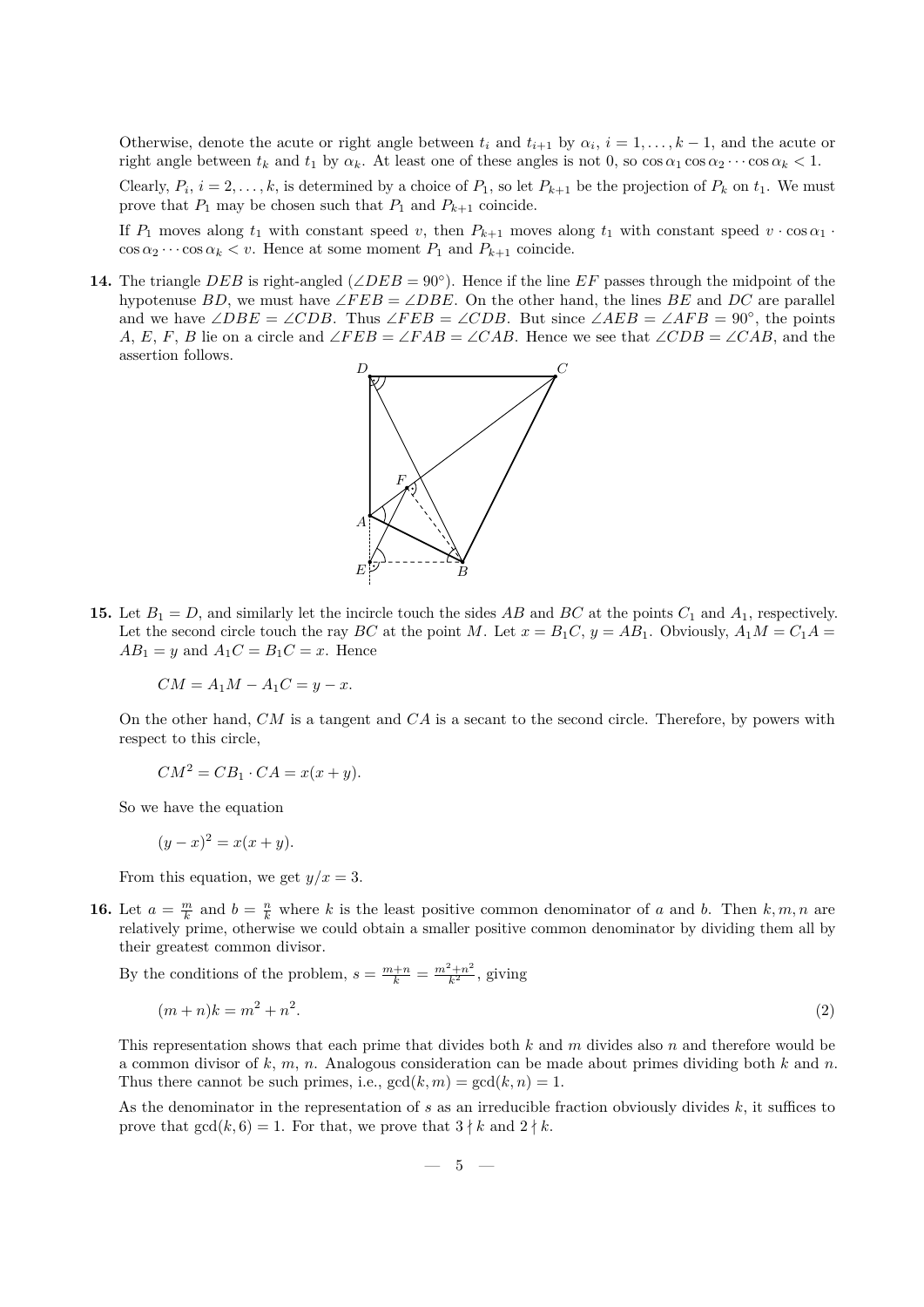Otherwise, denote the acute or right angle between $t_i$ and $t_{i+1}$ by $\alpha_i$, $i = 1, \ldots, k-1$, and the acute or right angle between $t_k$ and $t_1$ by $\alpha_k$. At least one of these angles is not 0, so $\cos\alpha_1 \cos\alpha_2 \cdots \cos\alpha_k < 1$.

Clearly, $P_i$, $i = 2, \ldots, k$, is determined by a choice of $P_1$, so let $P_{k+1}$ be the projection of $P_k$ on $t_1$. We must prove that $P_1$ may be chosen such that $P_1$ and $P_{k+1}$ coincide.

If $P_1$ moves along $t_1$ with constant speed $v$, then $P_{k+1}$ moves along $t_1$ with constant speed $v \cdot \cos\alpha_1 \cdot \cos\alpha_2 \cdots \cos\alpha_k < v$. Hence at some moment $P_1$ and $P_{k+1}$ coincide.

**14.** The triangle $DEB$ is right-angled ($\angle DEB = 90°$). Hence if the line $EF$ passes through the midpoint of the hypotenuse $BD$, we must have $\angle FEB = \angle DBE$. On the other hand, the lines $BE$ and $DC$ are parallel and we have $\angle DBE = \angle CDB$. Thus $\angle FEB = \angle CDB$. But since $\angle AEB = \angle AFB = 90°$, the points $A$, $E$, $F$, $B$ lie on a circle and $\angle FEB = \angle FAB = \angle CAB$. Hence we see that $\angle CDB = \angle CAB$, and the assertion follows.

**15.** Let $B_1 = D$, and similarly let the incircle touch the sides $AB$ and $BC$ at the points $C_1$ and $A_1$, respectively. Let the second circle touch the ray $BC$ at the point $M$. Let $x = B_1C$, $y = AB_1$. Obviously, $A_1M = C_1A = AB_1 = y$ and $A_1C = B_1C = x$. Hence

$$CM = A_1M - A_1C = y - x.$$

On the other hand, $CM$ is a tangent and $CA$ is a secant to the second circle. Therefore, by powers with respect to this circle,

$$CM^2 = CB_1 \cdot CA = x(x+y).$$

So we have the equation

$$(y-x)^2 = x(x+y).$$

From this equation, we get $y/x = 3$.

**16.** Let $a = \frac{m}{k}$ and $b = \frac{n}{k}$ where $k$ is the least positive common denominator of $a$ and $b$. Then $k, m, n$ are relatively prime, otherwise we could obtain a smaller positive common denominator by dividing them all by their greatest common divisor.

By the conditions of the problem, $s = \frac{m+n}{k} = \frac{m^2+n^2}{k^2}$, giving

$$(m+n)k = m^2 + n^2. \tag{2}$$

This representation shows that each prime that divides both $k$ and $m$ divides also $n$ and therefore would be a common divisor of $k$, $m$, $n$. Analogous consideration can be made about primes dividing both $k$ and $n$. Thus there cannot be such primes, i.e., $\gcd(k, m) = \gcd(k, n) = 1$.

As the denominator in the representation of $s$ as an irreducible fraction obviously divides $k$, it suffices to prove that $\gcd(k, 6) = 1$. For that, we prove that $3 \nmid k$ and $2 \nmid k$.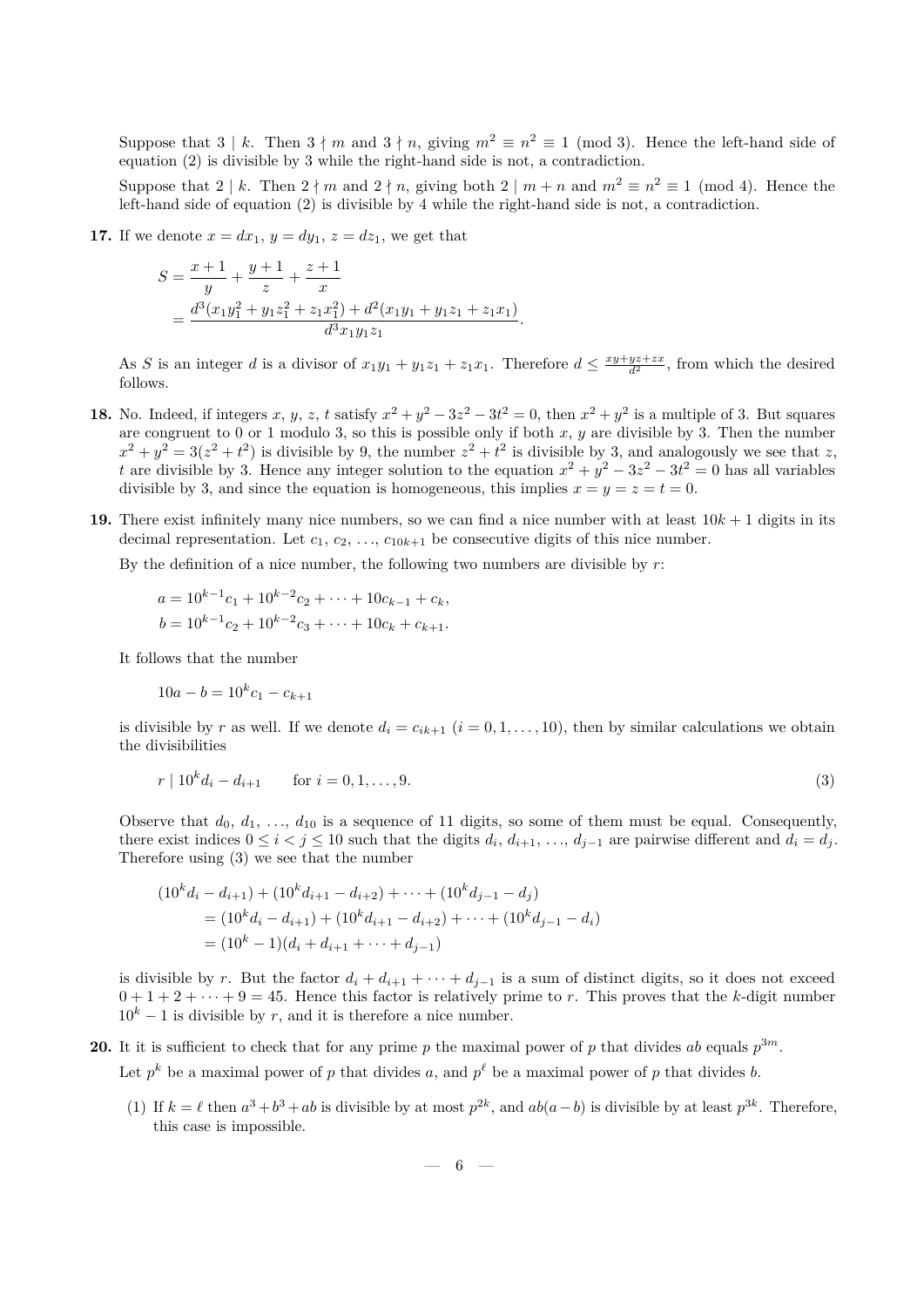Suppose that $3 \mid k$. Then $3 \nmid m$ and $3 \nmid n$, giving $m^2 \equiv n^2 \equiv 1 \pmod 3$. Hence the left-hand side of equation (2) is divisible by 3 while the right-hand side is not, a contradiction.

Suppose that $2 \mid k$. Then $2 \nmid m$ and $2 \nmid n$, giving both $2 \mid m+n$ and $m^2 \equiv n^2 \equiv 1 \pmod 4$. Hence the left-hand side of equation (2) is divisible by 4 while the right-hand side is not, a contradiction.

**17.** If we denote $x = dx_1$, $y = dy_1$, $z = dz_1$, we get that

$$
\begin{aligned}
S &= \frac{x+1}{y} + \frac{y+1}{z} + \frac{z+1}{x} \\
&= \frac{d^3(x_1y_1^2 + y_1z_1^2 + z_1x_1^2) + d^2(x_1y_1 + y_1z_1 + z_1x_1)}{d^3x_1y_1z_1}.
\end{aligned}
$$

As $S$ is an integer $d$ is a divisor of $x_1y_1 + y_1z_1 + z_1x_1$. Therefore $d \le \frac{xy+yz+zx}{d^2}$, from which the desired follows.

**18.** No. Indeed, if integers $x$, $y$, $z$, $t$ satisfy $x^2 + y^2 - 3z^2 - 3t^2 = 0$, then $x^2 + y^2$ is a multiple of 3. But squares are congruent to 0 or 1 modulo 3, so this is possible only if both $x$, $y$ are divisible by 3. Then the number $x^2 + y^2 = 3(z^2 + t^2)$ is divisible by 9, the number $z^2 + t^2$ is divisible by 3, and analogously we see that $z$, $t$ are divisible by 3. Hence any integer solution to the equation $x^2 + y^2 - 3z^2 - 3t^2 = 0$ has all variables divisible by 3, and since the equation is homogeneous, this implies $x = y = z = t = 0$.

**19.** There exist infinitely many nice numbers, so we can find a nice number with at least $10k+1$ digits in its decimal representation. Let $c_1$, $c_2$, …, $c_{10k+1}$ be consecutive digits of this nice number.

By the definition of a nice number, the following two numbers are divisible by $r$:

$$
\begin{aligned}
a &= 10^{k-1}c_1 + 10^{k-2}c_2 + \cdots + 10c_{k-1} + c_k, \\
b &= 10^{k-1}c_2 + 10^{k-2}c_3 + \cdots + 10c_k + c_{k+1}.
\end{aligned}
$$

It follows that the number

$$
10a - b = 10^k c_1 - c_{k+1}
$$

is divisible by $r$ as well. If we denote $d_i = c_{ik+1}$ $(i = 0, 1, \ldots, 10)$, then by similar calculations we obtain the divisibilities

$$
r \mid 10^k d_i - d_{i+1} \qquad \text{for } i = 0, 1, \ldots, 9. \tag{3}
$$

Observe that $d_0$, $d_1$, …, $d_{10}$ is a sequence of 11 digits, so some of them must be equal. Consequently, there exist indices $0 \le i < j \le 10$ such that the digits $d_i$, $d_{i+1}$, …, $d_{j-1}$ are pairwise different and $d_i = d_j$. Therefore using (3) we see that the number

$$
\begin{aligned}
&(10^k d_i - d_{i+1}) + (10^k d_{i+1} - d_{i+2}) + \cdots + (10^k d_{j-1} - d_j) \\
&\quad = (10^k d_i - d_{i+1}) + (10^k d_{i+1} - d_{i+2}) + \cdots + (10^k d_{j-1} - d_i) \\
&\quad = (10^k - 1)(d_i + d_{i+1} + \cdots + d_{j-1})
\end{aligned}
$$

is divisible by $r$. But the factor $d_i + d_{i+1} + \cdots + d_{j-1}$ is a sum of distinct digits, so it does not exceed $0 + 1 + 2 + \cdots + 9 = 45$. Hence this factor is relatively prime to $r$. This proves that the $k$-digit number $10^k - 1$ is divisible by $r$, and it is therefore a nice number.

**20.** It it is sufficient to check that for any prime $p$ the maximal power of $p$ that divides $ab$ equals $p^{3m}$.

Let $p^k$ be a maximal power of $p$ that divides $a$, and $p^\ell$ be a maximal power of $p$ that divides $b$.

(1) If $k = \ell$ then $a^3 + b^3 + ab$ is divisible by at most $p^{2k}$, and $ab(a-b)$ is divisible by at least $p^{3k}$. Therefore, this case is impossible.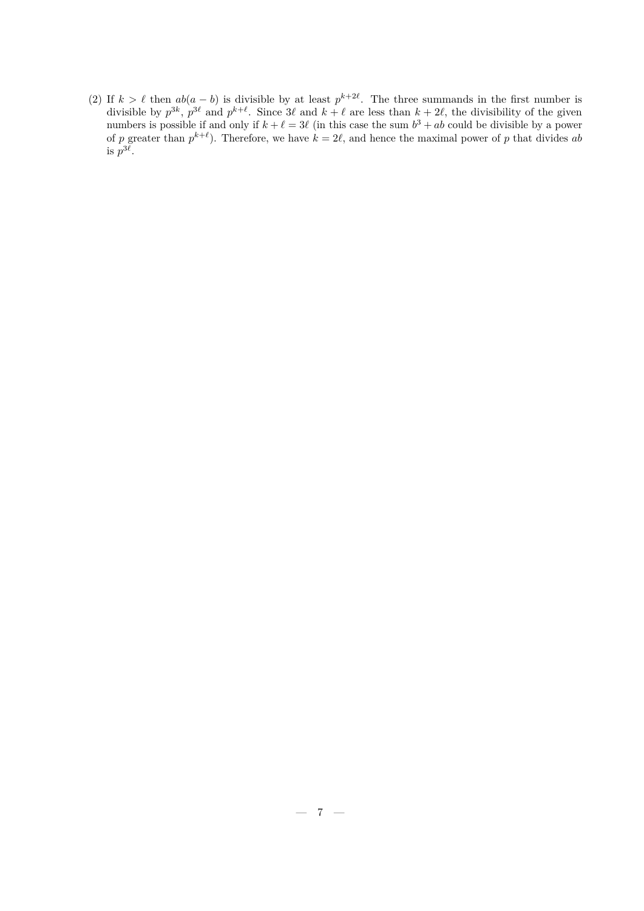(2) If $k > \ell$ then $ab(a-b)$ is divisible by at least $p^{k+2\ell}$. The three summands in the first number is divisible by $p^{3k}$, $p^{3\ell}$ and $p^{k+\ell}$. Since $3\ell$ and $k+\ell$ are less than $k+2\ell$, the divisibility of the given numbers is possible if and only if $k+\ell = 3\ell$ (in this case the sum $b^3 + ab$ could be divisible by a power of $p$ greater than $p^{k+\ell}$). Therefore, we have $k = 2\ell$, and hence the maximal power of $p$ that divides $ab$ is $p^{3\ell}$.